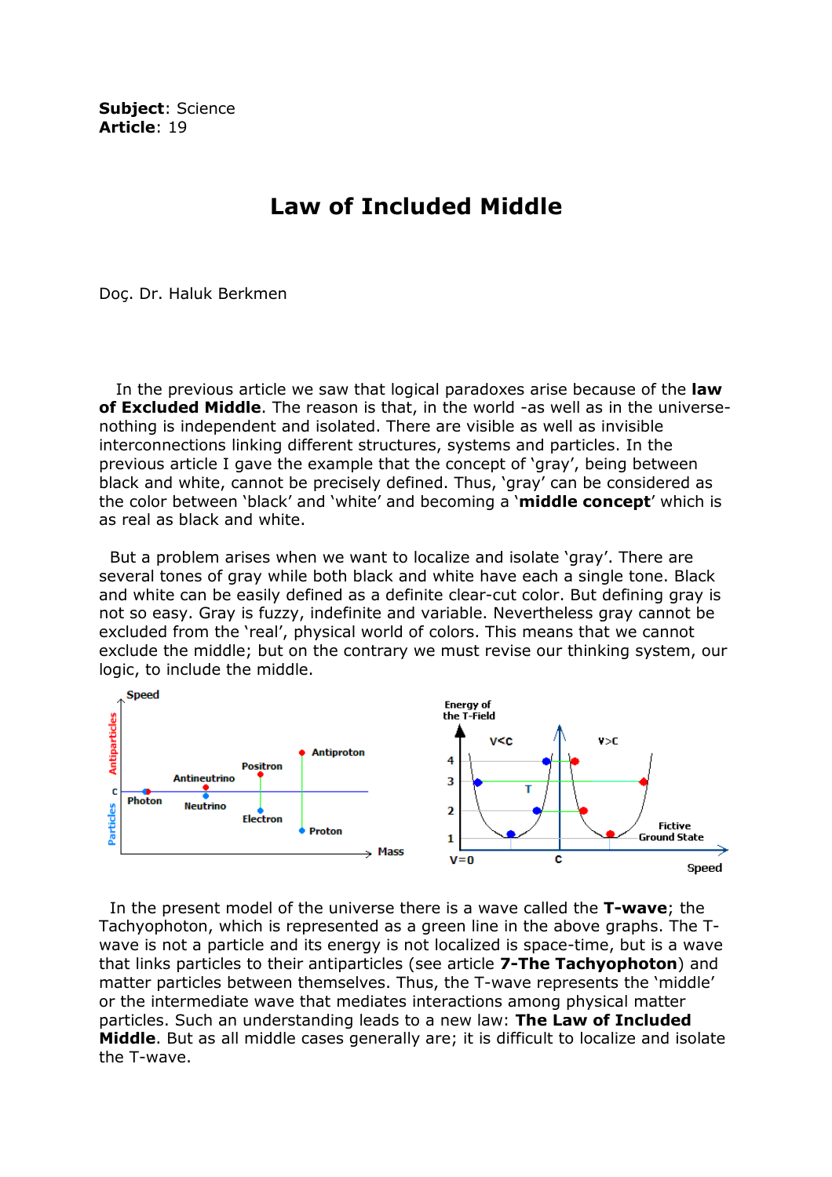**Subject**: Science
**Article**: 19

# Law of Included Middle

Doç. Dr. Haluk Berkmen

In the previous article we saw that logical paradoxes arise because of the **law of Excluded Middle**. The reason is that, in the world -as well as in the universe- nothing is independent and isolated. There are visible as well as invisible interconnections linking different structures, systems and particles. In the previous article I gave the example that the concept of 'gray', being between black and white, cannot be precisely defined. Thus, 'gray' can be considered as the color between 'black' and 'white' and becoming a '**middle concept**' which is as real as black and white.

But a problem arises when we want to localize and isolate 'gray'. There are several tones of gray while both black and white have each a single tone. Black and white can be easily defined as a definite clear-cut color. But defining gray is not so easy. Gray is fuzzy, indefinite and variable. Nevertheless gray cannot be excluded from the 'real', physical world of colors. This means that we cannot exclude the middle; but on the contrary we must revise our thinking system, our logic, to include the middle.

In the present model of the universe there is a wave called the **T-wave**; the Tachyophoton, which is represented as a green line in the above graphs. The T-wave is not a particle and its energy is not localized is space-time, but is a wave that links particles to their antiparticles (see article **7-The Tachyophoton**) and matter particles between themselves. Thus, the T-wave represents the 'middle' or the intermediate wave that mediates interactions among physical matter particles. Such an understanding leads to a new law: **The Law of Included Middle**. But as all middle cases generally are; it is difficult to localize and isolate the T-wave.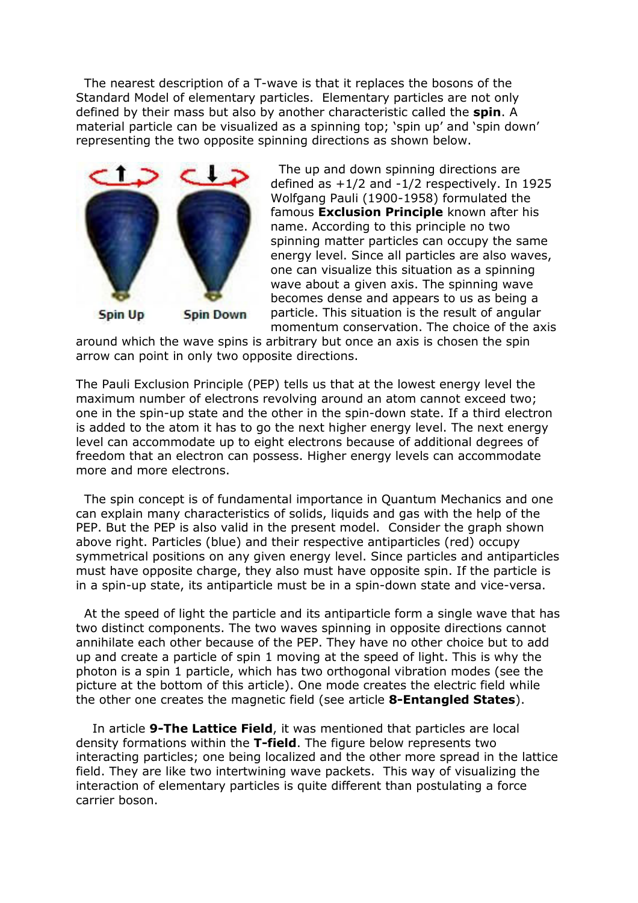The nearest description of a T-wave is that it replaces the bosons of the Standard Model of elementary particles. Elementary particles are not only defined by their mass but also by another characteristic called the **spin**. A material particle can be visualized as a spinning top; 'spin up' and 'spin down' representing the two opposite spinning directions as shown below.

Spin Up Spin Down

The up and down spinning directions are defined as +1/2 and -1/2 respectively. In 1925 Wolfgang Pauli (1900-1958) formulated the famous **Exclusion Principle** known after his name. According to this principle no two spinning matter particles can occupy the same energy level. Since all particles are also waves, one can visualize this situation as a spinning wave about a given axis. The spinning wave becomes dense and appears to us as being a particle. This situation is the result of angular momentum conservation. The choice of the axis around which the wave spins is arbitrary but once an axis is chosen the spin arrow can point in only two opposite directions.

The Pauli Exclusion Principle (PEP) tells us that at the lowest energy level the maximum number of electrons revolving around an atom cannot exceed two; one in the spin-up state and the other in the spin-down state. If a third electron is added to the atom it has to go the next higher energy level. The next energy level can accommodate up to eight electrons because of additional degrees of freedom that an electron can possess. Higher energy levels can accommodate more and more electrons.

The spin concept is of fundamental importance in Quantum Mechanics and one can explain many characteristics of solids, liquids and gas with the help of the PEP. But the PEP is also valid in the present model. Consider the graph shown above right. Particles (blue) and their respective antiparticles (red) occupy symmetrical positions on any given energy level. Since particles and antiparticles must have opposite charge, they also must have opposite spin. If the particle is in a spin-up state, its antiparticle must be in a spin-down state and vice-versa.

At the speed of light the particle and its antiparticle form a single wave that has two distinct components. The two waves spinning in opposite directions cannot annihilate each other because of the PEP. They have no other choice but to add up and create a particle of spin 1 moving at the speed of light. This is why the photon is a spin 1 particle, which has two orthogonal vibration modes (see the picture at the bottom of this article). One mode creates the electric field while the other one creates the magnetic field (see article **8-Entangled States**).

In article **9-The Lattice Field**, it was mentioned that particles are local density formations within the **T-field**. The figure below represents two interacting particles; one being localized and the other more spread in the lattice field. They are like two intertwining wave packets. This way of visualizing the interaction of elementary particles is quite different than postulating a force carrier boson.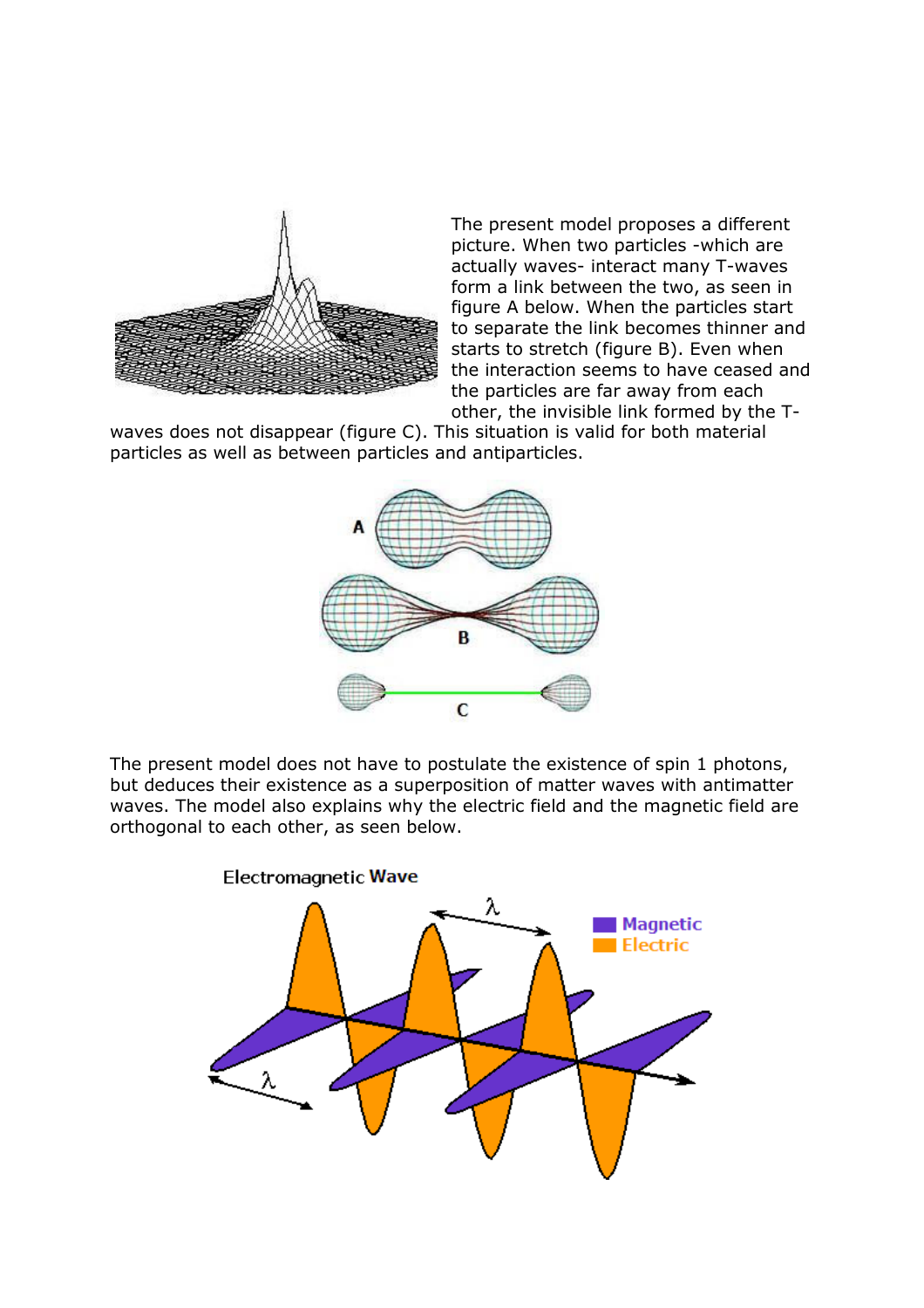The present model proposes a different picture. When two particles -which are actually waves- interact many T-waves form a link between the two, as seen in figure A below. When the particles start to separate the link becomes thinner and starts to stretch (figure B). Even when the interaction seems to have ceased and the particles are far away from each other, the invisible link formed by the T-waves does not disappear (figure C). This situation is valid for both material particles as well as between particles and antiparticles.

A

B

C

The present model does not have to postulate the existence of spin 1 photons, but deduces their existence as a superposition of matter waves with antimatter waves. The model also explains why the electric field and the magnetic field are orthogonal to each other, as seen below.

Electromagnetic Wave

λ

λ

Magnetic

Electric